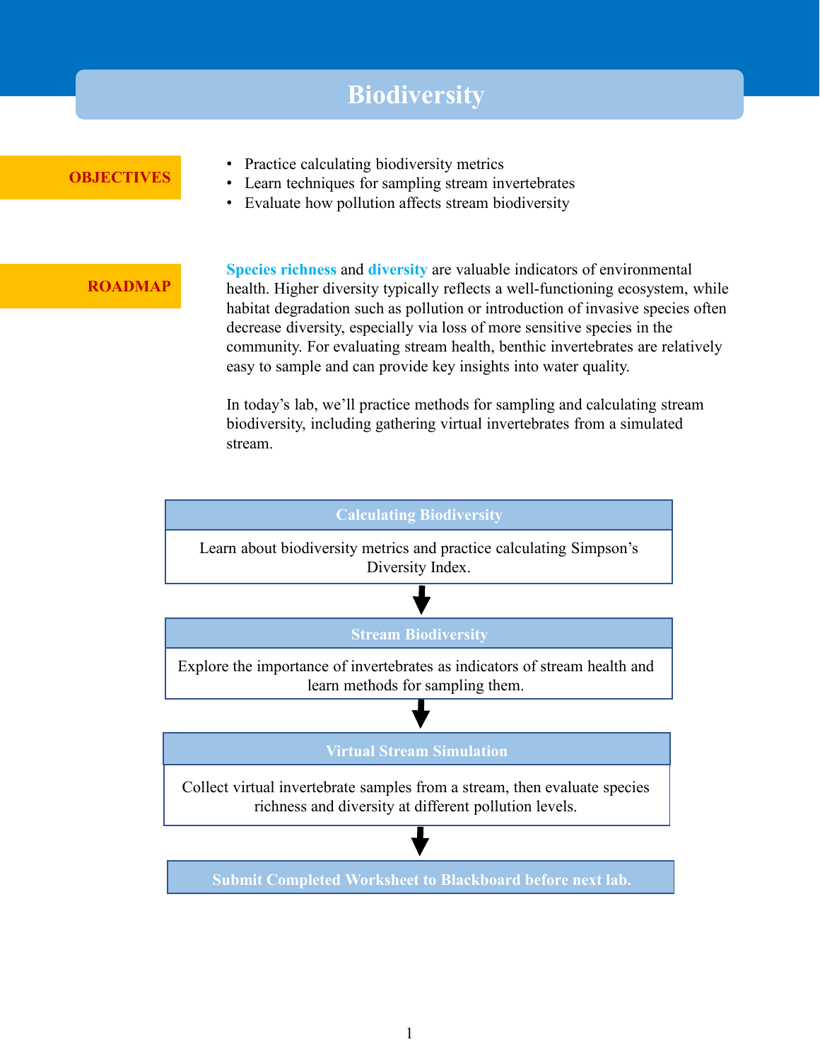# Biodiversity

## OBJECTIVES

- Practice calculating biodiversity metrics
- Learn techniques for sampling stream invertebrates
- Evaluate how pollution affects stream biodiversity

## ROADMAP

**Species richness** and **diversity** are valuable indicators of environmental health. Higher diversity typically reflects a well-functioning ecosystem, while habitat degradation such as pollution or introduction of invasive species often decrease diversity, especially via loss of more sensitive species in the community. For evaluating stream health, benthic invertebrates are relatively easy to sample and can provide key insights into water quality.

In today's lab, we'll practice methods for sampling and calculating stream biodiversity, including gathering virtual invertebrates from a simulated stream.

**Calculating Biodiversity**

Learn about biodiversity metrics and practice calculating Simpson's Diversity Index.

↓

**Stream Biodiversity**

Explore the importance of invertebrates as indicators of stream health and learn methods for sampling them.

↓

**Virtual Stream Simulation**

Collect virtual invertebrate samples from a stream, then evaluate species richness and diversity at different pollution levels.

↓

**Submit Completed Worksheet to Blackboard before next lab.**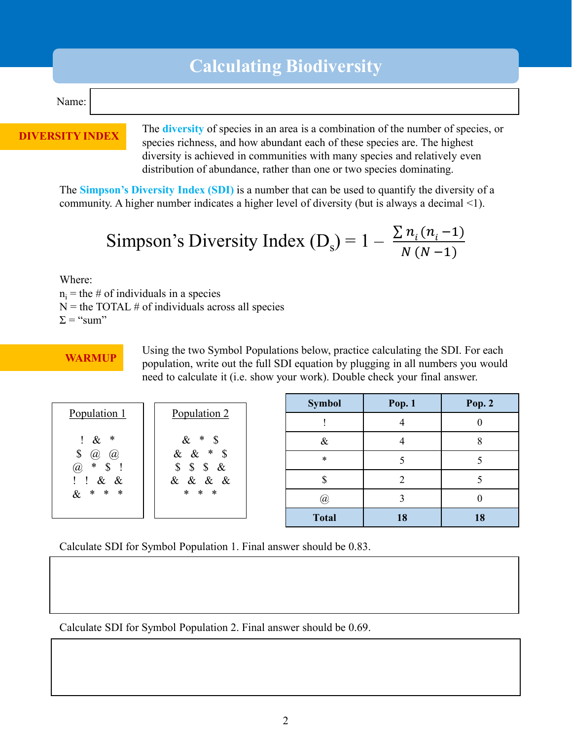# Calculating Biodiversity

Name:

**DIVERSITY INDEX**

The **diversity** of species in an area is a combination of the number of species, or species richness, and how abundant each of these species are. The highest diversity is achieved in communities with many species and relatively even distribution of abundance, rather than one or two species dominating.

The **Simpson's Diversity Index (SDI)** is a number that can be used to quantify the diversity of a community. A higher number indicates a higher level of diversity (but is always a decimal <1).

$$\text{Simpson's Diversity Index } (D_s) = 1 - \frac{\sum n_i (n_i - 1)}{N (N - 1)}$$

Where:
$n_i$ = the # of individuals in a species
N = the TOTAL # of individuals across all species
Σ = "sum"

**WARMUP**

Using the two Symbol Populations below, practice calculating the SDI. For each population, write out the full SDI equation by plugging in all numbers you would need to calculate it (i.e. show your work). Double check your final answer.

Population 1

```
! & *
$ @ @
@ * $ !
! ! & &
& * * *
```

Population 2

```
& * $
& & * $
$ $ $ &
& & & &
* * *
```

| Symbol | Pop. 1 | Pop. 2 |
|---|---|---|
| ! | 4 | 0 |
| & | 4 | 8 |
| * | 5 | 5 |
| $ | 2 | 5 |
| @ | 3 | 0 |
| **Total** | **18** | **18** |

Calculate SDI for Symbol Population 1. Final answer should be 0.83.

Calculate SDI for Symbol Population 2. Final answer should be 0.69.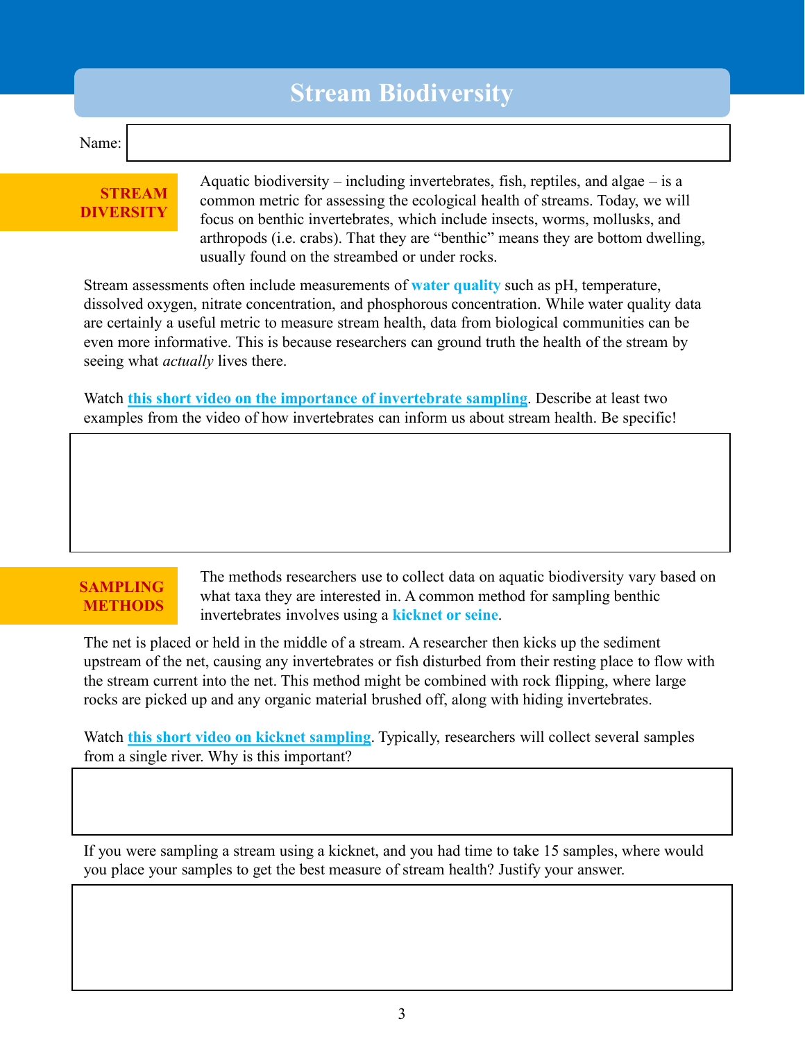# Stream Biodiversity

Name:

## STREAM DIVERSITY

Aquatic biodiversity – including invertebrates, fish, reptiles, and algae – is a common metric for assessing the ecological health of streams. Today, we will focus on benthic invertebrates, which include insects, worms, mollusks, and arthropods (i.e. crabs). That they are "benthic" means they are bottom dwelling, usually found on the streambed or under rocks.

Stream assessments often include measurements of **water quality** such as pH, temperature, dissolved oxygen, nitrate concentration, and phosphorous concentration. While water quality data are certainly a useful metric to measure stream health, data from biological communities can be even more informative. This is because researchers can ground truth the health of the stream by seeing what *actually* lives there.

Watch **this short video on the importance of invertebrate sampling**. Describe at least two examples from the video of how invertebrates can inform us about stream health. Be specific!

## SAMPLING METHODS

The methods researchers use to collect data on aquatic biodiversity vary based on what taxa they are interested in. A common method for sampling benthic invertebrates involves using a **kicknet or seine**.

The net is placed or held in the middle of a stream. A researcher then kicks up the sediment upstream of the net, causing any invertebrates or fish disturbed from their resting place to flow with the stream current into the net. This method might be combined with rock flipping, where large rocks are picked up and any organic material brushed off, along with hiding invertebrates.

Watch **this short video on kicknet sampling**. Typically, researchers will collect several samples from a single river. Why is this important?

If you were sampling a stream using a kicknet, and you had time to take 15 samples, where would you place your samples to get the best measure of stream health? Justify your answer.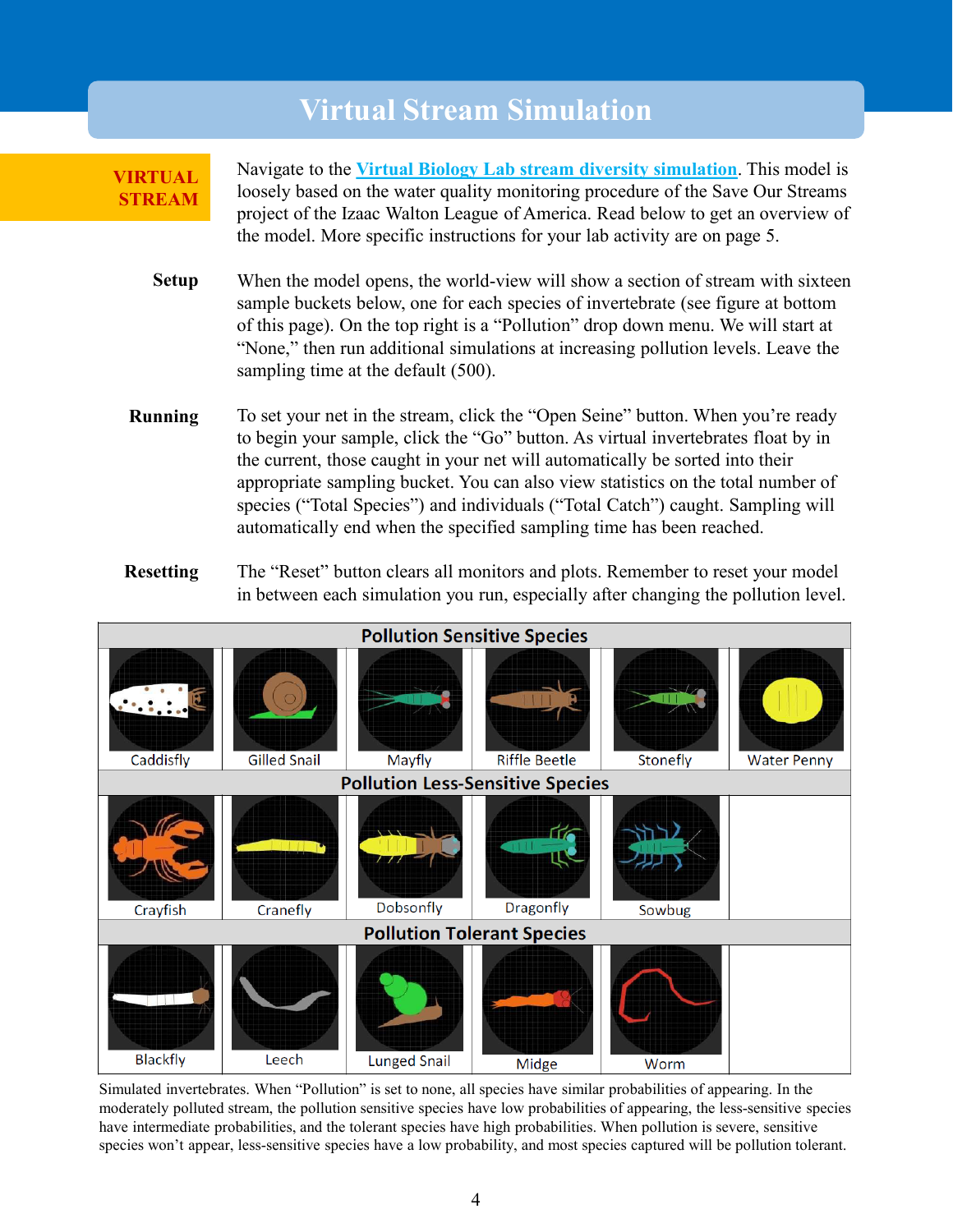# Virtual Stream Simulation

**VIRTUAL STREAM**

Navigate to the [Virtual Biology Lab stream diversity simulation](). This model is loosely based on the water quality monitoring procedure of the Save Our Streams project of the Izaac Walton League of America. Read below to get an overview of the model. More specific instructions for your lab activity are on page 5.

**Setup**

When the model opens, the world-view will show a section of stream with sixteen sample buckets below, one for each species of invertebrate (see figure at bottom of this page). On the top right is a "Pollution" drop down menu. We will start at "None," then run additional simulations at increasing pollution levels. Leave the sampling time at the default (500).

**Running**

To set your net in the stream, click the "Open Seine" button. When you're ready to begin your sample, click the "Go" button. As virtual invertebrates float by in the current, those caught in your net will automatically be sorted into their appropriate sampling bucket. You can also view statistics on the total number of species ("Total Species") and individuals ("Total Catch") caught. Sampling will automatically end when the specified sampling time has been reached.

**Resetting**

The "Reset" button clears all monitors and plots. Remember to reset your model in between each simulation you run, especially after changing the pollution level.

| Pollution Sensitive Species | | | | | |
|---|---|---|---|---|---|
| Caddisfly | Gilled Snail | Mayfly | Riffle Beetle | Stonefly | Water Penny |
| **Pollution Less-Sensitive Species** | | | | | |
| Crayfish | Cranefly | Dobsonfly | Dragonfly | Sowbug | |
| **Pollution Tolerant Species** | | | | | |
| Blackfly | Leech | Lunged Snail | Midge | Worm | |

Simulated invertebrates. When "Pollution" is set to none, all species have similar probabilities of appearing. In the moderately polluted stream, the pollution sensitive species have low probabilities of appearing, the less-sensitive species have intermediate probabilities, and the tolerant species have high probabilities. When pollution is severe, sensitive species won't appear, less-sensitive species have a low probability, and most species captured will be pollution tolerant.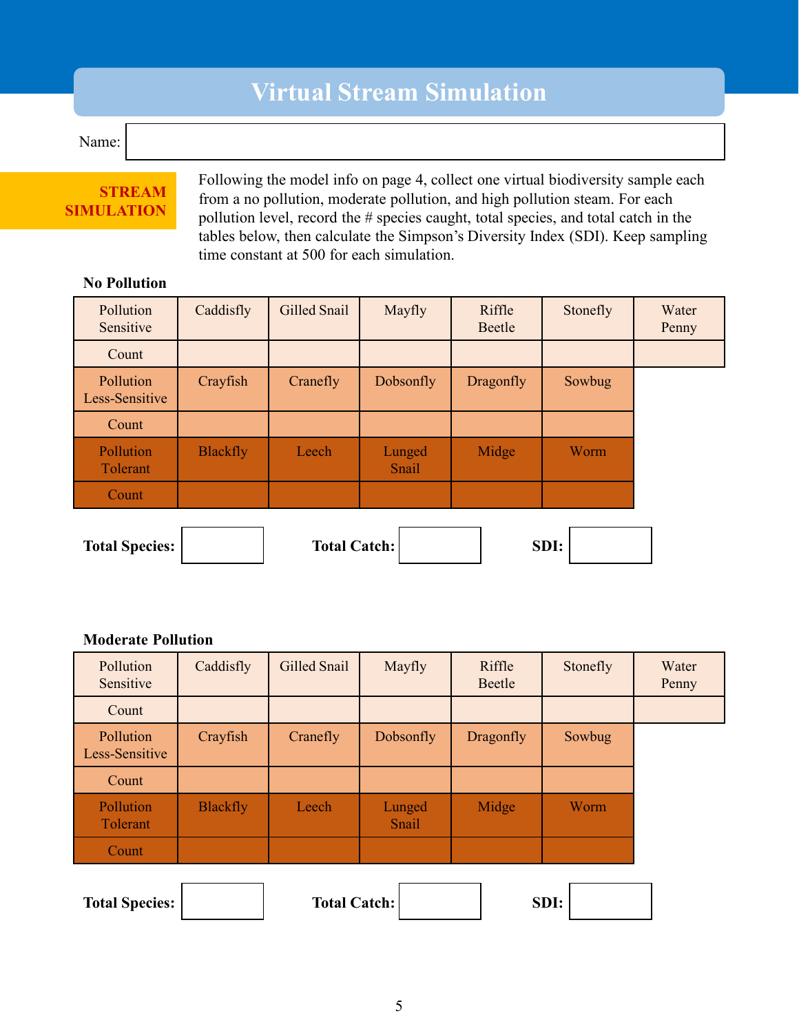# Virtual Stream Simulation

Name:

**STREAM SIMULATION**

Following the model info on page 4, collect one virtual biodiversity sample each from a no pollution, moderate pollution, and high pollution steam. For each pollution level, record the # species caught, total species, and total catch in the tables below, then calculate the Simpson's Diversity Index (SDI). Keep sampling time constant at 500 for each simulation.

**No Pollution**

| Pollution Sensitive | Caddisfly | Gilled Snail | Mayfly | Riffle Beetle | Stonefly | Water Penny |
|---|---|---|---|---|---|---|
| Count | | | | | | |
| Pollution Less-Sensitive | Crayfish | Cranefly | Dobsonfly | Dragonfly | Sowbug | |
| Count | | | | | | |
| Pollution Tolerant | Blackfly | Leech | Lunged Snail | Midge | Worm | |
| Count | | | | | | |

**Total Species:** **Total Catch:** **SDI:**

**Moderate Pollution**

| Pollution Sensitive | Caddisfly | Gilled Snail | Mayfly | Riffle Beetle | Stonefly | Water Penny |
|---|---|---|---|---|---|---|
| Count | | | | | | |
| Pollution Less-Sensitive | Crayfish | Cranefly | Dobsonfly | Dragonfly | Sowbug | |
| Count | | | | | | |
| Pollution Tolerant | Blackfly | Leech | Lunged Snail | Midge | Worm | |
| Count | | | | | | |

**Total Species:** **Total Catch:** **SDI:**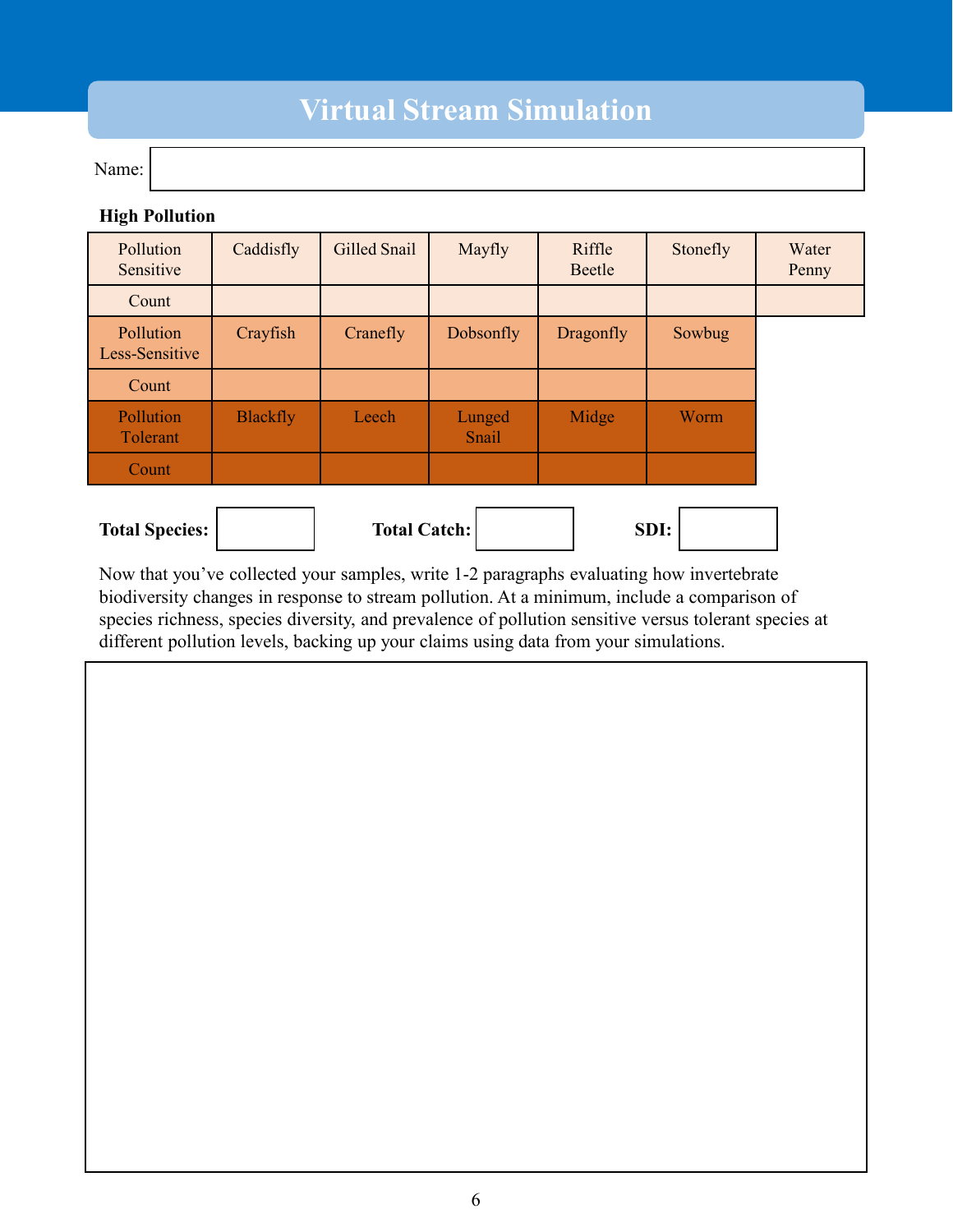# Virtual Stream Simulation

Name:

**High Pollution**

| | | | | | | |
|---|---|---|---|---|---|---|
| Pollution Sensitive | Caddisfly | Gilled Snail | Mayfly | Riffle Beetle | Stonefly | Water Penny |
| Count | | | | | | |
| Pollution Less-Sensitive | Crayfish | Cranefly | Dobsonfly | Dragonfly | Sowbug | |
| Count | | | | | | |
| Pollution Tolerant | Blackfly | Leech | Lunged Snail | Midge | Worm | |
| Count | | | | | | |

**Total Species:** &nbsp;&nbsp;&nbsp; **Total Catch:** &nbsp;&nbsp;&nbsp; **SDI:**

Now that you've collected your samples, write 1-2 paragraphs evaluating how invertebrate biodiversity changes in response to stream pollution. At a minimum, include a comparison of species richness, species diversity, and prevalence of pollution sensitive versus tolerant species at different pollution levels, backing up your claims using data from your simulations.